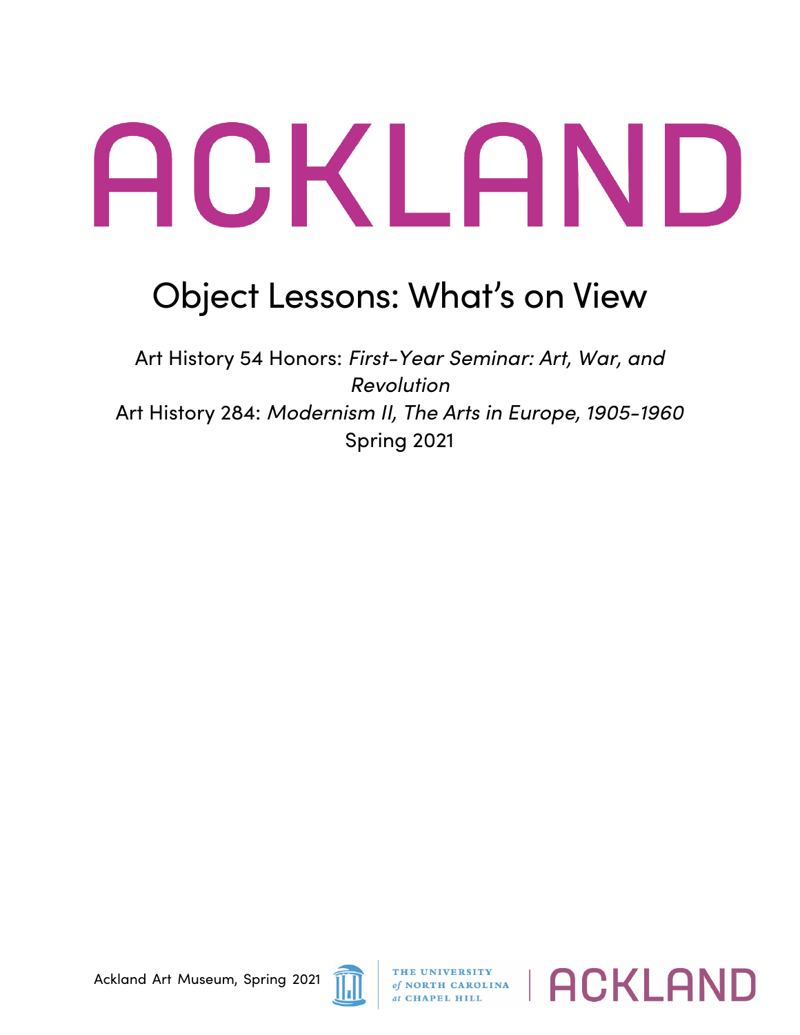# ACKLAND

## Object Lessons: What's on View

Art History 54 Honors: *First-Year Seminar: Art, War, and Revolution*

Art History 284: *Modernism II, The Arts in Europe, 1905-1960*

Spring 2021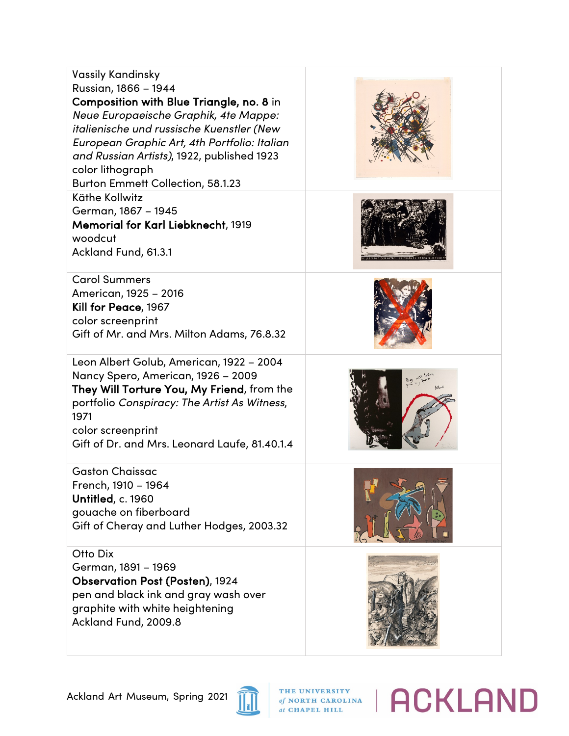| | |
|---|---|
| Vassily Kandinsky<br>Russian, 1866 – 1944<br>**Composition with Blue Triangle, no. 8** in *Neue Europaeische Graphik, 4te Mappe: italienische und russische Kuenstler (New European Graphic Art, 4th Portfolio: Italian and Russian Artists)*, 1922, published 1923<br>color lithograph<br>Burton Emmett Collection, 58.1.23 | |
| Käthe Kollwitz<br>German, 1867 – 1945<br>**Memorial for Karl Liebknecht**, 1919<br>woodcut<br>Ackland Fund, 61.3.1 | |
| Carol Summers<br>American, 1925 – 2016<br>**Kill for Peace**, 1967<br>color screenprint<br>Gift of Mr. and Mrs. Milton Adams, 76.8.32 | |
| Leon Albert Golub, American, 1922 – 2004<br>Nancy Spero, American, 1926 – 2009<br>**They Will Torture You, My Friend**, from the portfolio *Conspiracy: The Artist As Witness*, 1971<br>color screenprint<br>Gift of Dr. and Mrs. Leonard Laufe, 81.40.1.4 | |
| Gaston Chaissac<br>French, 1910 – 1964<br>**Untitled**, c. 1960<br>gouache on fiberboard<br>Gift of Cheray and Luther Hodges, 2003.32 | |
| Otto Dix<br>German, 1891 – 1969<br>**Observation Post (Posten)**, 1924<br>pen and black ink and gray wash over graphite with white heightening<br>Ackland Fund, 2009.8 | |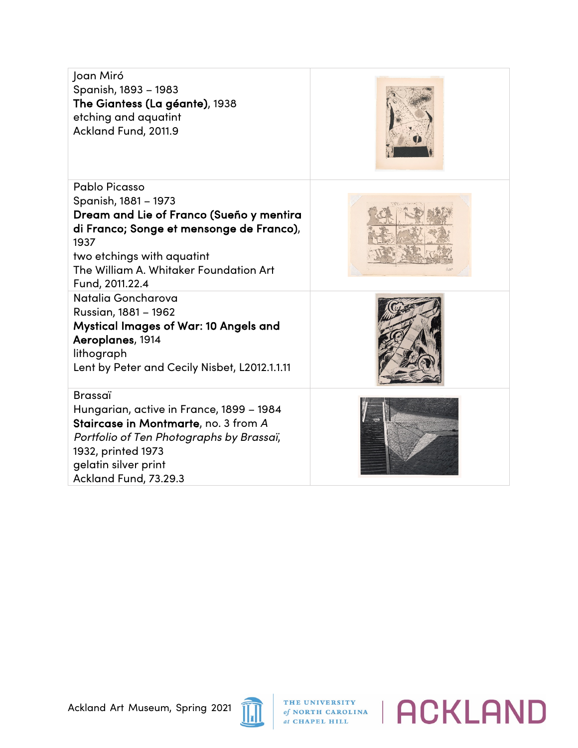| | |
|---|---|
| Joan Miró<br>Spanish, 1893 – 1983<br>**The Giantess (La géante)**, 1938<br>etching and aquatint<br>Ackland Fund, 2011.9 | |
| Pablo Picasso<br>Spanish, 1881 – 1973<br>**Dream and Lie of Franco (Sueño y mentira di Franco; Songe et mensonge de Franco)**, 1937<br>two etchings with aquatint<br>The William A. Whitaker Foundation Art Fund, 2011.22.4 | |
| Natalia Goncharova<br>Russian, 1881 – 1962<br>**Mystical Images of War: 10 Angels and Aeroplanes**, 1914<br>lithograph<br>Lent by Peter and Cecily Nisbet, L2012.1.1.11 | |
| Brassaï<br>Hungarian, active in France, 1899 – 1984<br>**Staircase in Montmarte**, no. 3 from *A Portfolio of Ten Photographs by Brassaï*, 1932, printed 1973<br>gelatin silver print<br>Ackland Fund, 73.29.3 | |